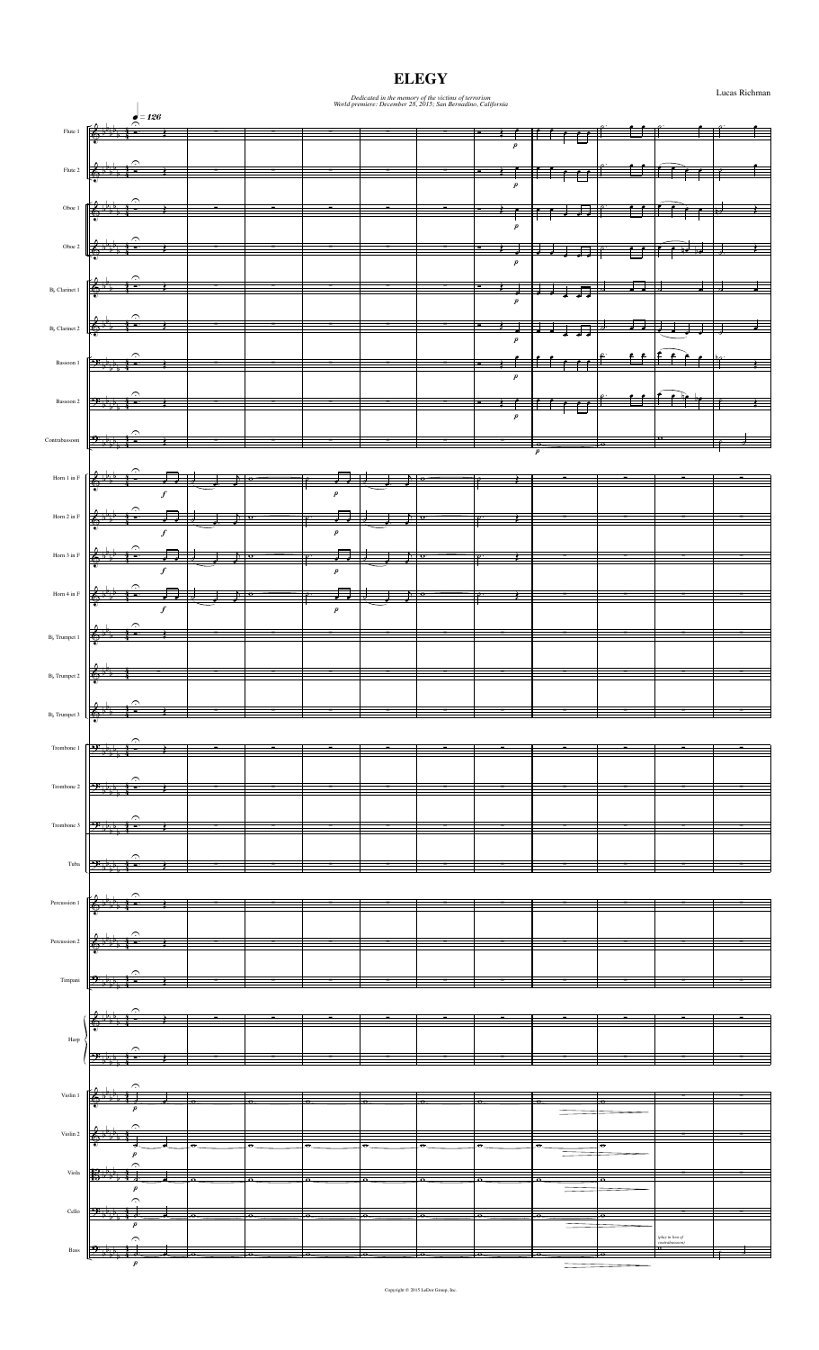# ELEGY

*Dedicated in the memory of the victims of terrorism*
*World premiere: December 28, 2015; San Bernadino, California*

Lucas Richman

Copyright © 2015 LeDor Group, Inc.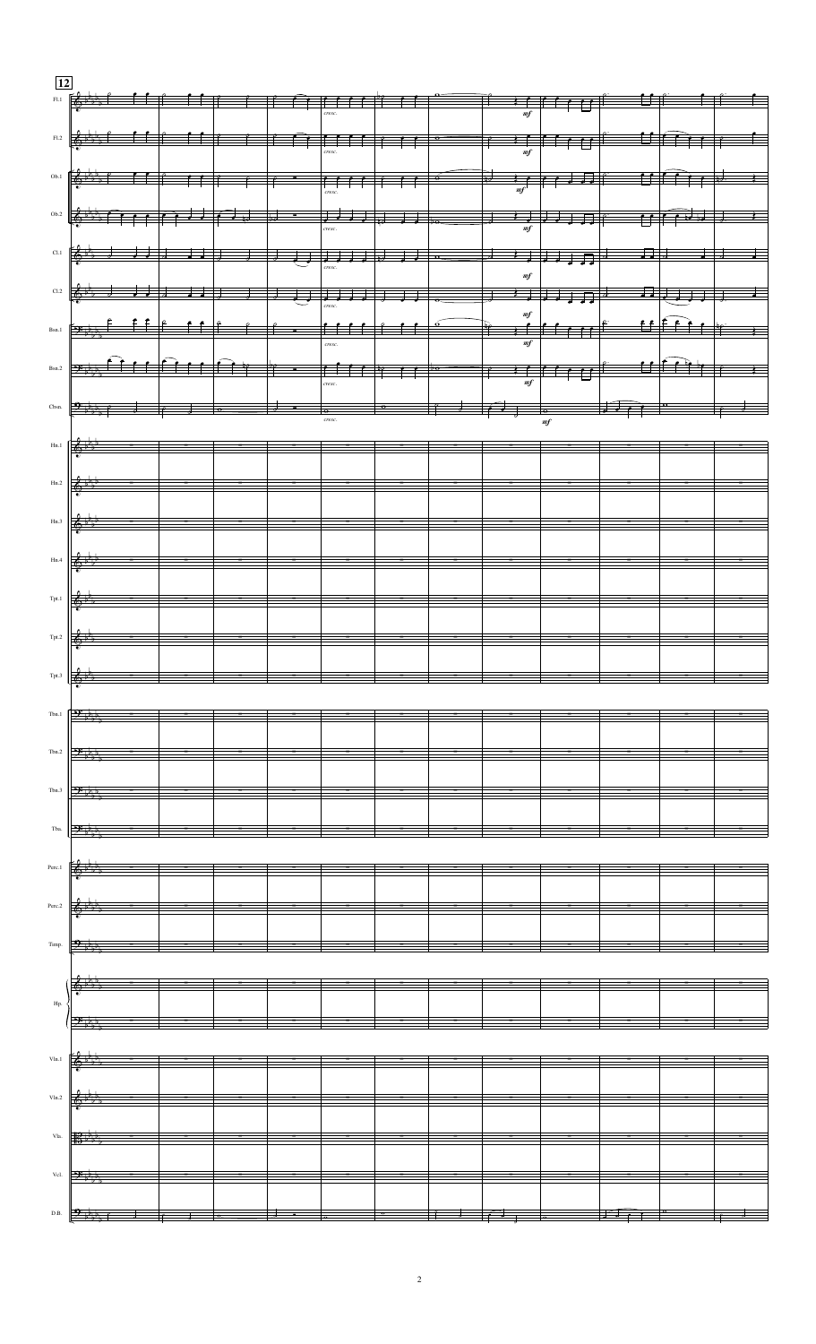**12**

Fl.1

Fl.2

Ob.1

Ob.2

Cl.1

Cl.2

Bsn.1

Bsn.2

Cbsn.

Hn.1

Hn.2

Hn.3

Hn.4

Tpt.1

Tpt.2

Tpt.3

Tbn.1

Tbn.2

Tbn.3

Tba.

Perc.1

Perc.2

Timp.

Hp.

Vln.1

Vln.2

Vla.

Vcl.

D.B.

*cresc.*

*mf*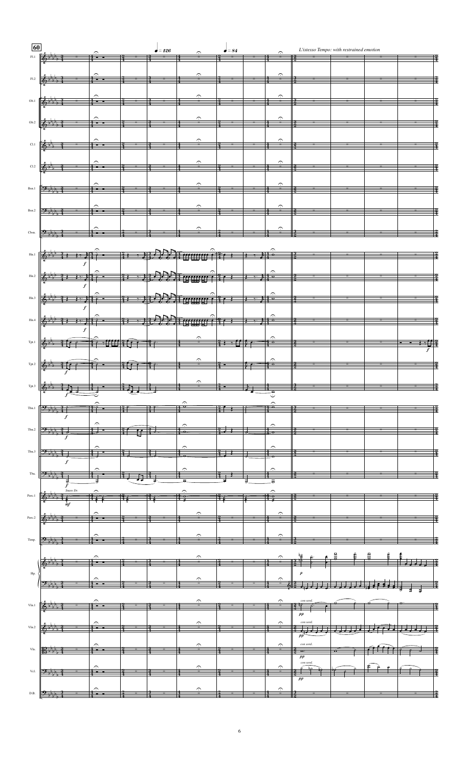**60**

♩ = 126 ♩ = 84 *L'istesso Tempo: with restrained emotion*

Fl.1
Fl.2
Ob.1
Ob.2
Cl.1
Cl.2
Bsn.1
Bsn.2
Cbsn.
Hn.1 *f*
Hn.2 *f*
Hn.3 *f*
Hn.4 *f*
Tpt.1 *f*
Tpt.2 *f*
Tpt.3 *f*
Tbn.1 *f*
Tbn.2 *f*
Tbn.3 *f*
Tba. *f*
Perc.1 *Snare Dr.* *mf*
Perc.2
Timp.
Hp. *p*
Vln.1 *con sord.* *pp*
Vln.2 *con sord.* *pp*
Vla. *con sord.* *pp*
Vcl. *con sord.* *pp*
D.B.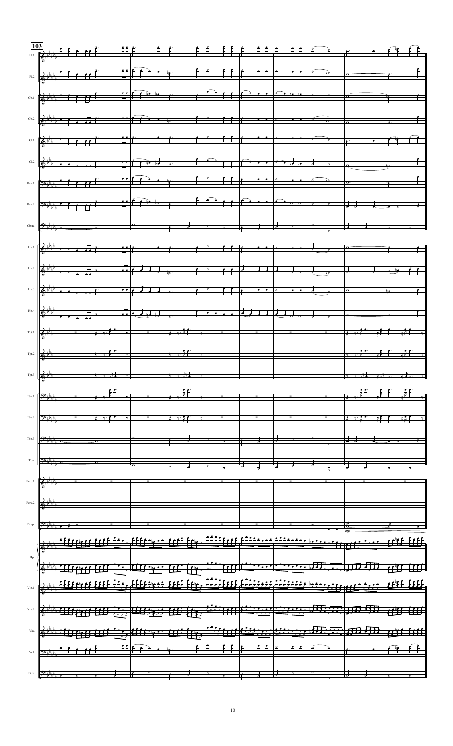103

Fl.1

Fl.2

Ob.1

Ob.2

Cl.1

Cl.2

Bsn.1

Bsn.2

Cbsn.

Hn.1

Hn.2

Hn.3

Hn.4

Tpt.1

Tpt.2

Tpt.3

Tbn.1

Tbn.2

Tbn.3

Tba.

Perc.1

Perc.2

Timp.

*mp*

Hp.

Vln.1

Vln.2

Vla.

Vcl.

D.B.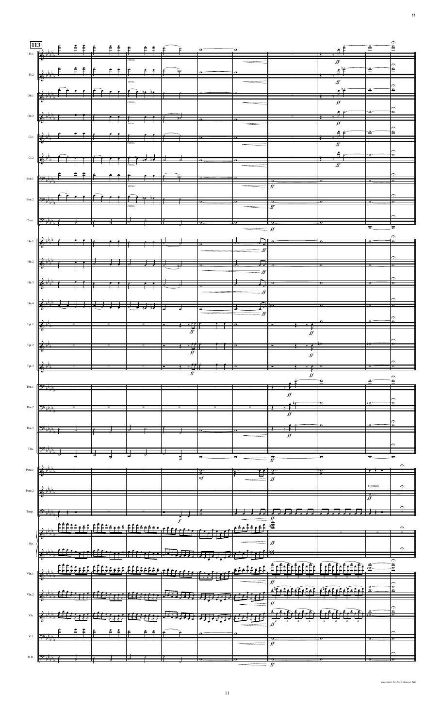113

Fl.1

Fl.2

Ob.1

Ob.2

Cl.1

Cl.2

Bsn.1

Bsn.2

Cbsn.

Hn.1

Hn.2

Hn.3

Hn.4

Tpt.1

Tpt.2

Tpt.3

Tbn.1

Tbn.2

Tbn.3

Tba.

Perc.1

Perc.2

Cymbals

Timp.

Hp.

Vln.I

Vln.2

Vla.

Vcl.

D.B.

cresc.

*ff*

*mf*

*f*